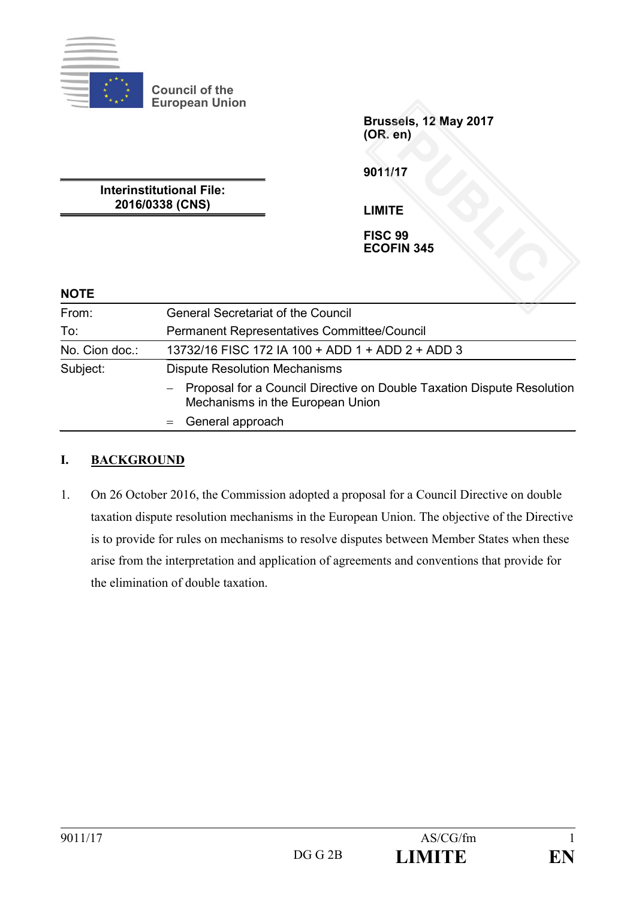Council of the European Union

**Brussels, 12 May 2017**
**(OR. en)**

**9011/17**

**Interinstitutional File:**
**2016/0338 (CNS)**

**LIMITE**

**FISC 99**
**ECOFIN 345**

**NOTE**

| | |
|---|---|
| From: | General Secretariat of the Council |
| To: | Permanent Representatives Committee/Council |
| No. Cion doc.: | 13732/16 FISC 172 IA 100 + ADD 1 + ADD 2 + ADD 3 |
| Subject: | Dispute Resolution Mechanisms<br>– Proposal for a Council Directive on Double Taxation Dispute Resolution Mechanisms in the European Union<br>= General approach |

## I. BACKGROUND

1. On 26 October 2016, the Commission adopted a proposal for a Council Directive on double taxation dispute resolution mechanisms in the European Union. The objective of the Directive is to provide for rules on mechanisms to resolve disputes between Member States when these arise from the interpretation and application of agreements and conventions that provide for the elimination of double taxation.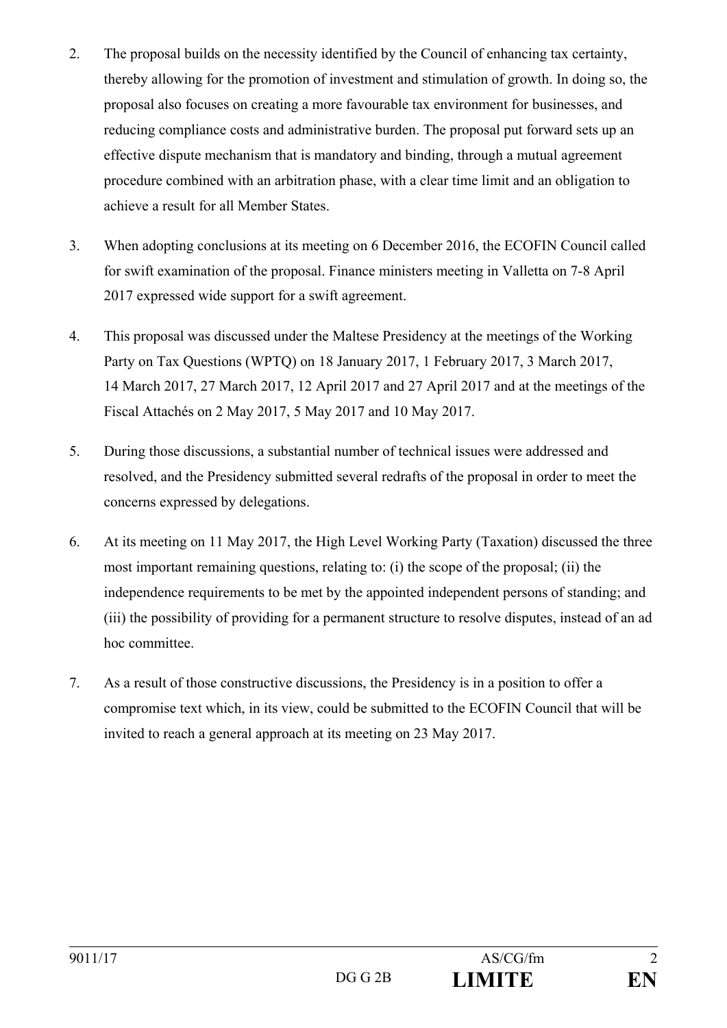2. The proposal builds on the necessity identified by the Council of enhancing tax certainty, thereby allowing for the promotion of investment and stimulation of growth. In doing so, the proposal also focuses on creating a more favourable tax environment for businesses, and reducing compliance costs and administrative burden. The proposal put forward sets up an effective dispute mechanism that is mandatory and binding, through a mutual agreement procedure combined with an arbitration phase, with a clear time limit and an obligation to achieve a result for all Member States.

3. When adopting conclusions at its meeting on 6 December 2016, the ECOFIN Council called for swift examination of the proposal. Finance ministers meeting in Valletta on 7-8 April 2017 expressed wide support for a swift agreement.

4. This proposal was discussed under the Maltese Presidency at the meetings of the Working Party on Tax Questions (WPTQ) on 18 January 2017, 1 February 2017, 3 March 2017, 14 March 2017, 27 March 2017, 12 April 2017 and 27 April 2017 and at the meetings of the Fiscal Attachés on 2 May 2017, 5 May 2017 and 10 May 2017.

5. During those discussions, a substantial number of technical issues were addressed and resolved, and the Presidency submitted several redrafts of the proposal in order to meet the concerns expressed by delegations.

6. At its meeting on 11 May 2017, the High Level Working Party (Taxation) discussed the three most important remaining questions, relating to: (i) the scope of the proposal; (ii) the independence requirements to be met by the appointed independent persons of standing; and (iii) the possibility of providing for a permanent structure to resolve disputes, instead of an ad hoc committee.

7. As a result of those constructive discussions, the Presidency is in a position to offer a compromise text which, in its view, could be submitted to the ECOFIN Council that will be invited to reach a general approach at its meeting on 23 May 2017.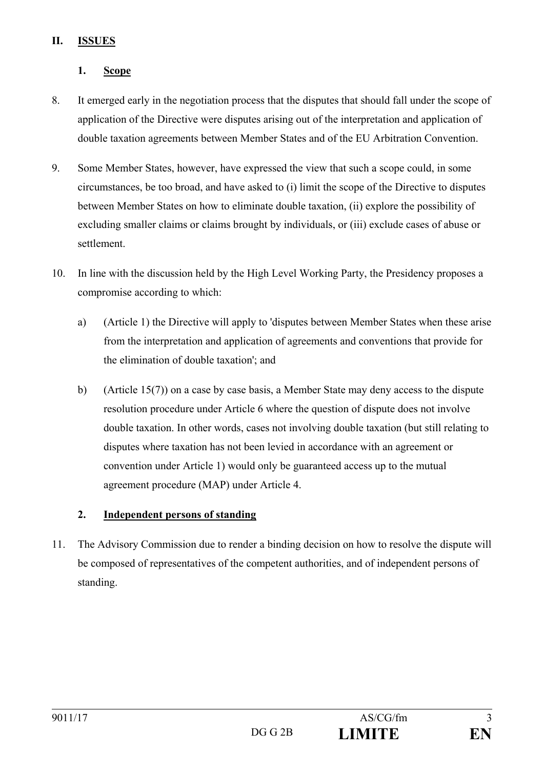## II. ISSUES

### 1. Scope

8. It emerged early in the negotiation process that the disputes that should fall under the scope of application of the Directive were disputes arising out of the interpretation and application of double taxation agreements between Member States and of the EU Arbitration Convention.

9. Some Member States, however, have expressed the view that such a scope could, in some circumstances, be too broad, and have asked to (i) limit the scope of the Directive to disputes between Member States on how to eliminate double taxation, (ii) explore the possibility of excluding smaller claims or claims brought by individuals, or (iii) exclude cases of abuse or settlement.

10. In line with the discussion held by the High Level Working Party, the Presidency proposes a compromise according to which:

    a) (Article 1) the Directive will apply to 'disputes between Member States when these arise from the interpretation and application of agreements and conventions that provide for the elimination of double taxation'; and

    b) (Article 15(7)) on a case by case basis, a Member State may deny access to the dispute resolution procedure under Article 6 where the question of dispute does not involve double taxation. In other words, cases not involving double taxation (but still relating to disputes where taxation has not been levied in accordance with an agreement or convention under Article 1) would only be guaranteed access up to the mutual agreement procedure (MAP) under Article 4.

### 2. Independent persons of standing

11. The Advisory Commission due to render a binding decision on how to resolve the dispute will be composed of representatives of the competent authorities, and of independent persons of standing.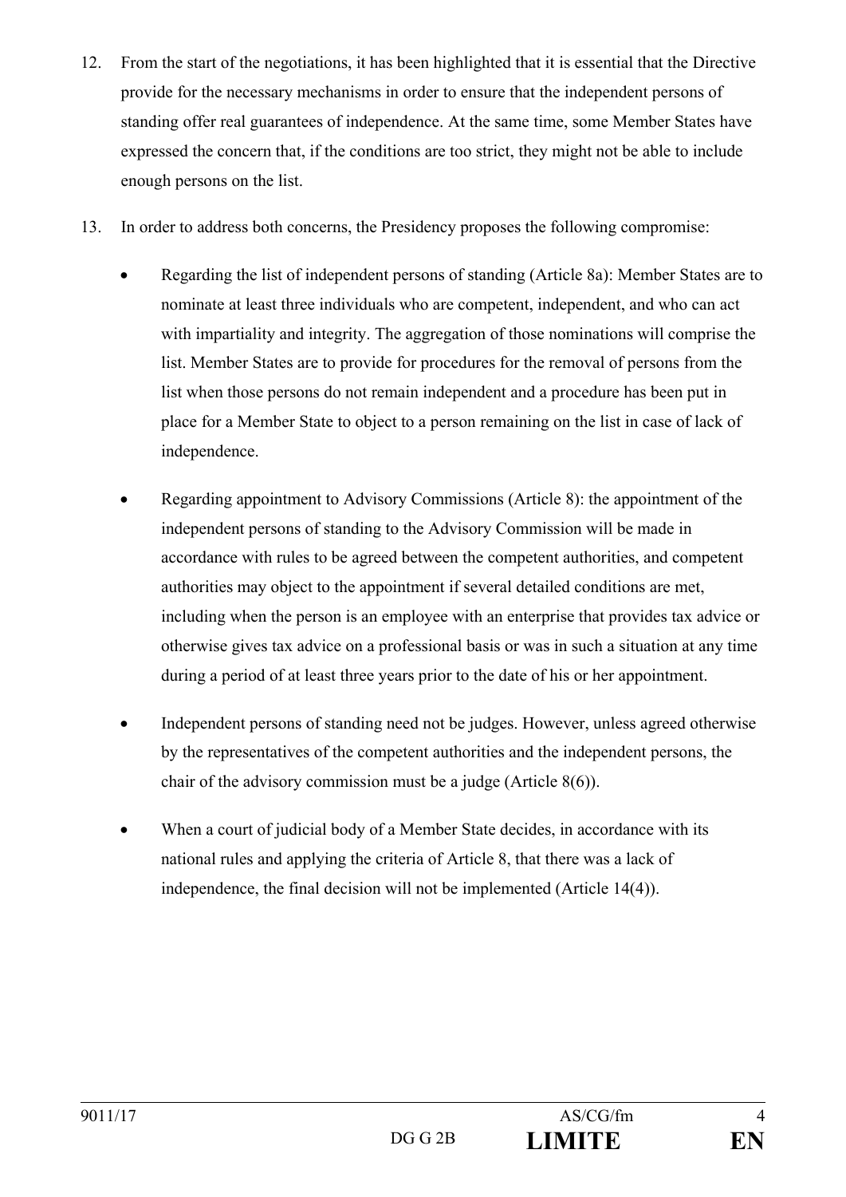12. From the start of the negotiations, it has been highlighted that it is essential that the Directive provide for the necessary mechanisms in order to ensure that the independent persons of standing offer real guarantees of independence. At the same time, some Member States have expressed the concern that, if the conditions are too strict, they might not be able to include enough persons on the list.

13. In order to address both concerns, the Presidency proposes the following compromise:

    - Regarding the list of independent persons of standing (Article 8a): Member States are to nominate at least three individuals who are competent, independent, and who can act with impartiality and integrity. The aggregation of those nominations will comprise the list. Member States are to provide for procedures for the removal of persons from the list when those persons do not remain independent and a procedure has been put in place for a Member State to object to a person remaining on the list in case of lack of independence.

    - Regarding appointment to Advisory Commissions (Article 8): the appointment of the independent persons of standing to the Advisory Commission will be made in accordance with rules to be agreed between the competent authorities, and competent authorities may object to the appointment if several detailed conditions are met, including when the person is an employee with an enterprise that provides tax advice or otherwise gives tax advice on a professional basis or was in such a situation at any time during a period of at least three years prior to the date of his or her appointment.

    - Independent persons of standing need not be judges. However, unless agreed otherwise by the representatives of the competent authorities and the independent persons, the chair of the advisory commission must be a judge (Article 8(6)).

    - When a court of judicial body of a Member State decides, in accordance with its national rules and applying the criteria of Article 8, that there was a lack of independence, the final decision will not be implemented (Article 14(4)).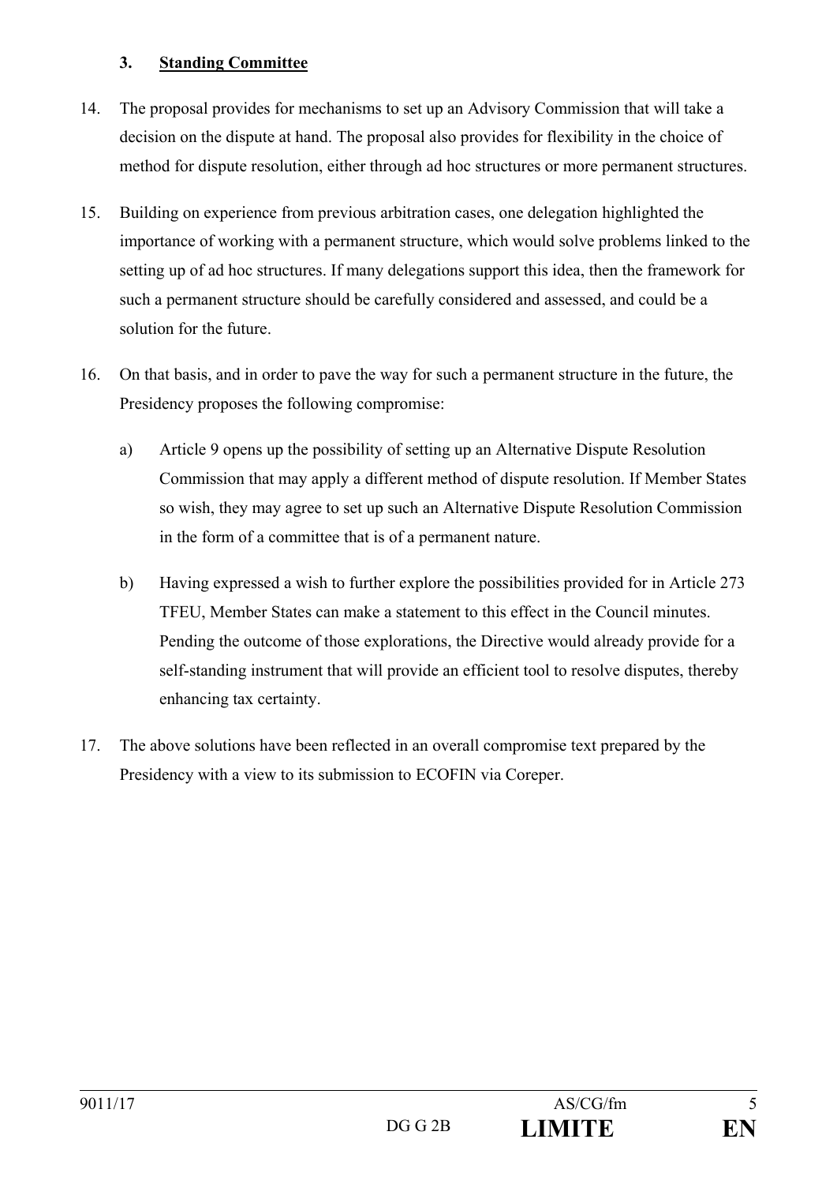### 3. Standing Committee

14. The proposal provides for mechanisms to set up an Advisory Commission that will take a decision on the dispute at hand. The proposal also provides for flexibility in the choice of method for dispute resolution, either through ad hoc structures or more permanent structures.

15. Building on experience from previous arbitration cases, one delegation highlighted the importance of working with a permanent structure, which would solve problems linked to the setting up of ad hoc structures. If many delegations support this idea, then the framework for such a permanent structure should be carefully considered and assessed, and could be a solution for the future.

16. On that basis, and in order to pave the way for such a permanent structure in the future, the Presidency proposes the following compromise:

    a) Article 9 opens up the possibility of setting up an Alternative Dispute Resolution Commission that may apply a different method of dispute resolution. If Member States so wish, they may agree to set up such an Alternative Dispute Resolution Commission in the form of a committee that is of a permanent nature.

    b) Having expressed a wish to further explore the possibilities provided for in Article 273 TFEU, Member States can make a statement to this effect in the Council minutes. Pending the outcome of those explorations, the Directive would already provide for a self-standing instrument that will provide an efficient tool to resolve disputes, thereby enhancing tax certainty.

17. The above solutions have been reflected in an overall compromise text prepared by the Presidency with a view to its submission to ECOFIN via Coreper.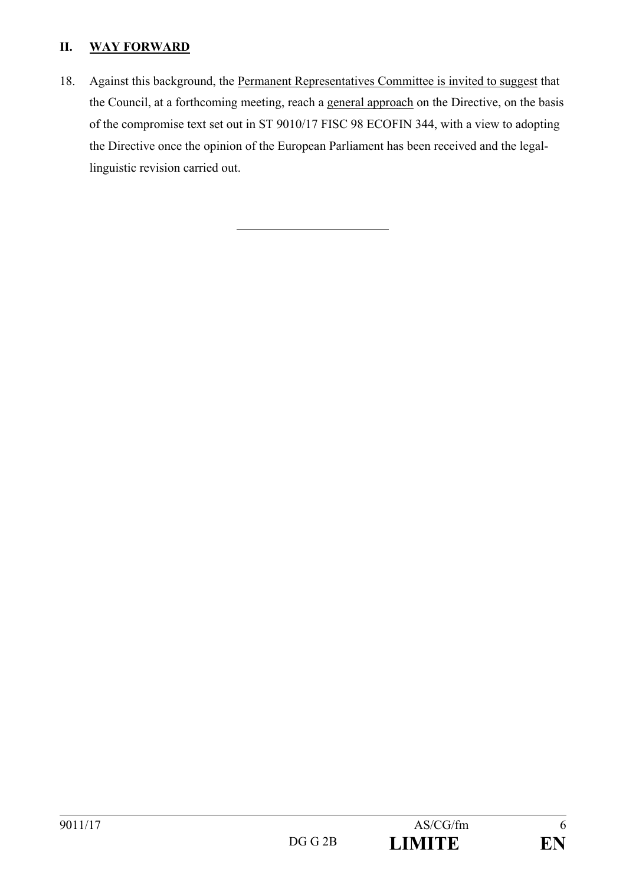## II. WAY FORWARD

18. Against this background, the Permanent Representatives Committee is invited to suggest that the Council, at a forthcoming meeting, reach a general approach on the Directive, on the basis of the compromise text set out in ST 9010/17 FISC 98 ECOFIN 344, with a view to adopting the Directive once the opinion of the European Parliament has been received and the legal-linguistic revision carried out.